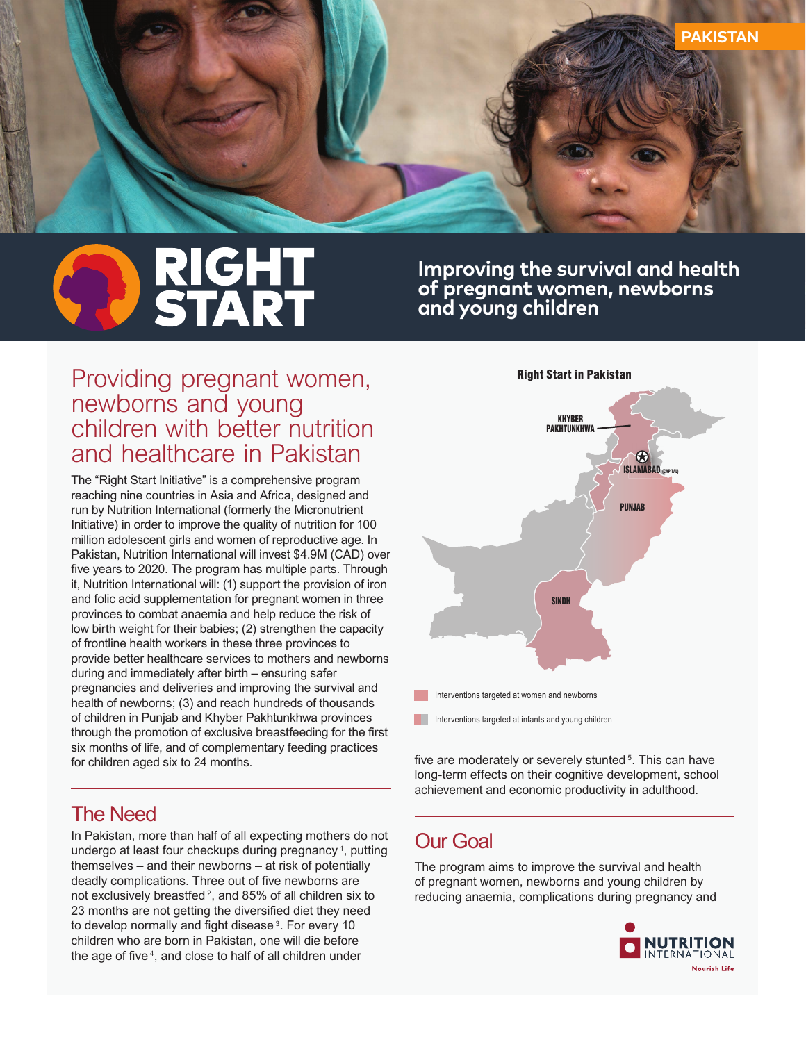PAKISTAN

# RIGHT START

**Improving the survival and health of pregnant women, newborns and young children**

## Providing pregnant women, newborns and young children with better nutrition and healthcare in Pakistan

The "Right Start Initiative" is a comprehensive program reaching nine countries in Asia and Africa, designed and run by Nutrition International (formerly the Micronutrient Initiative) in order to improve the quality of nutrition for 100 million adolescent girls and women of reproductive age. In Pakistan, Nutrition International will invest $4.9M (CAD) over five years to 2020. The program has multiple parts. Through it, Nutrition International will: (1) support the provision of iron and folic acid supplementation for pregnant women in three provinces to combat anaemia and help reduce the risk of low birth weight for their babies; (2) strengthen the capacity of frontline health workers in these three provinces to provide better healthcare services to mothers and newborns during and immediately after birth – ensuring safer pregnancies and deliveries and improving the survival and health of newborns; (3) and reach hundreds of thousands of children in Punjab and Khyber Pakhtunkhwa provinces through the promotion of exclusive breastfeeding for the first six months of life, and of complementary feeding practices for children aged six to 24 months.

**Right Start in Pakistan**

KHYBER PAKHTUNKHWA

ISLAMABAD (CAPITAL)

PUNJAB

SINDH

Interventions targeted at women and newborns

Interventions targeted at infants and young children

## The Need

In Pakistan, more than half of all expecting mothers do not undergo at least four checkups during pregnancy [1], putting themselves – and their newborns – at risk of potentially deadly complications. Three out of five newborns are not exclusively breastfed [2], and 85% of all children six to 23 months are not getting the diversified diet they need to develop normally and fight disease [3]. For every 10 children who are born in Pakistan, one will die before the age of five [4], and close to half of all children under five are moderately or severely stunted [5]. This can have long-term effects on their cognitive development, school achievement and economic productivity in adulthood.

## Our Goal

The program aims to improve the survival and health of pregnant women, newborns and young children by reducing anaemia, complications during pregnancy and

NUTRITION INTERNATIONAL
Nourish Life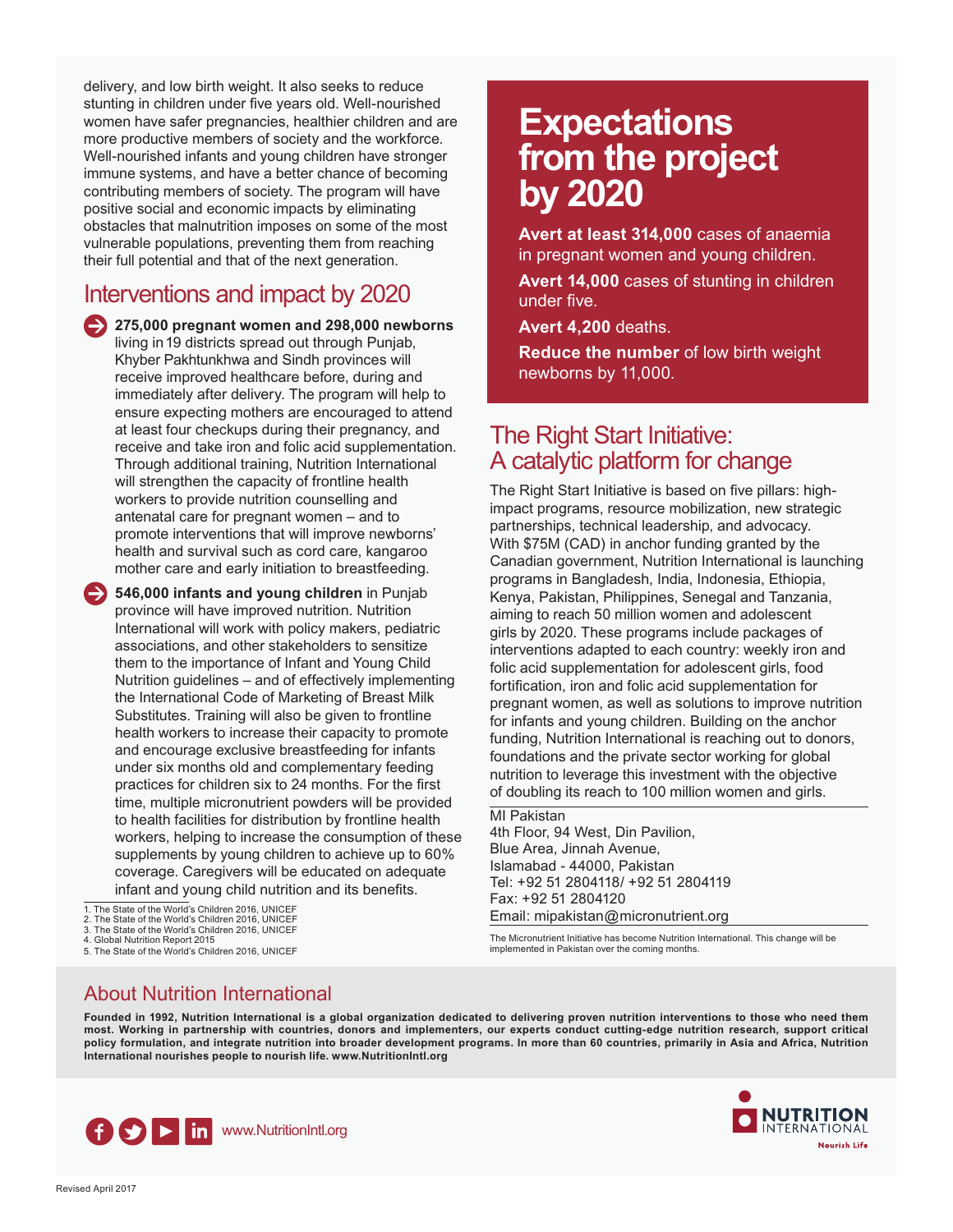delivery, and low birth weight. It also seeks to reduce stunting in children under five years old. Well-nourished women have safer pregnancies, healthier children and are more productive members of society and the workforce. Well-nourished infants and young children have stronger immune systems, and have a better chance of becoming contributing members of society. The program will have positive social and economic impacts by eliminating obstacles that malnutrition imposes on some of the most vulnerable populations, preventing them from reaching their full potential and that of the next generation.

## Interventions and impact by 2020

- **275,000 pregnant women and 298,000 newborns** living in 19 districts spread out through Punjab, Khyber Pakhtunkhwa and Sindh provinces will receive improved healthcare before, during and immediately after delivery. The program will help to ensure expecting mothers are encouraged to attend at least four checkups during their pregnancy, and receive and take iron and folic acid supplementation. Through additional training, Nutrition International will strengthen the capacity of frontline health workers to provide nutrition counselling and antenatal care for pregnant women – and to promote interventions that will improve newborns' health and survival such as cord care, kangaroo mother care and early initiation to breastfeeding.
- **546,000 infants and young children** in Punjab province will have improved nutrition. Nutrition International will work with policy makers, pediatric associations, and other stakeholders to sensitize them to the importance of Infant and Young Child Nutrition guidelines – and of effectively implementing the International Code of Marketing of Breast Milk Substitutes. Training will also be given to frontline health workers to increase their capacity to promote and encourage exclusive breastfeeding for infants under six months old and complementary feeding practices for children six to 24 months. For the first time, multiple micronutrient powders will be provided to health facilities for distribution by frontline health workers, helping to increase the consumption of these supplements by young children to achieve up to 60% coverage. Caregivers will be educated on adequate infant and young child nutrition and its benefits.

1. The State of the World's Children 2016, UNICEF
2. The State of the World's Children 2016, UNICEF
3. The State of the World's Children 2016, UNICEF
4. Global Nutrition Report 2015
5. The State of the World's Children 2016, UNICEF

## Expectations from the project by 2020

**Avert at least 314,000** cases of anaemia in pregnant women and young children.

**Avert 14,000** cases of stunting in children under five.

**Avert 4,200** deaths.

**Reduce the number** of low birth weight newborns by 11,000.

## The Right Start Initiative: A catalytic platform for change

The Right Start Initiative is based on five pillars: high-impact programs, resource mobilization, new strategic partnerships, technical leadership, and advocacy. With $75M (CAD) in anchor funding granted by the Canadian government, Nutrition International is launching programs in Bangladesh, India, Indonesia, Ethiopia, Kenya, Pakistan, Philippines, Senegal and Tanzania, aiming to reach 50 million women and adolescent girls by 2020. These programs include packages of interventions adapted to each country: weekly iron and folic acid supplementation for adolescent girls, food fortification, iron and folic acid supplementation for pregnant women, as well as solutions to improve nutrition for infants and young children. Building on the anchor funding, Nutrition International is reaching out to donors, foundations and the private sector working for global nutrition to leverage this investment with the objective of doubling its reach to 100 million women and girls.

MI Pakistan
4th Floor, 94 West, Din Pavilion,
Blue Area, Jinnah Avenue,
Islamabad - 44000, Pakistan
Tel: +92 51 2804118/ +92 51 2804119
Fax: +92 51 2804120
Email: mipakistan@micronutrient.org

The Micronutrient Initiative has become Nutrition International. This change will be implemented in Pakistan over the coming months.

## About Nutrition International

**Founded in 1992, Nutrition International is a global organization dedicated to delivering proven nutrition interventions to those who need them most. Working in partnership with countries, donors and implementers, our experts conduct cutting-edge nutrition research, support critical policy formulation, and integrate nutrition into broader development programs. In more than 60 countries, primarily in Asia and Africa, Nutrition International nourishes people to nourish life. www.NutritionIntl.org**

www.NutritionIntl.org

NUTRITION INTERNATIONAL
Nourish Life

Revised April 2017